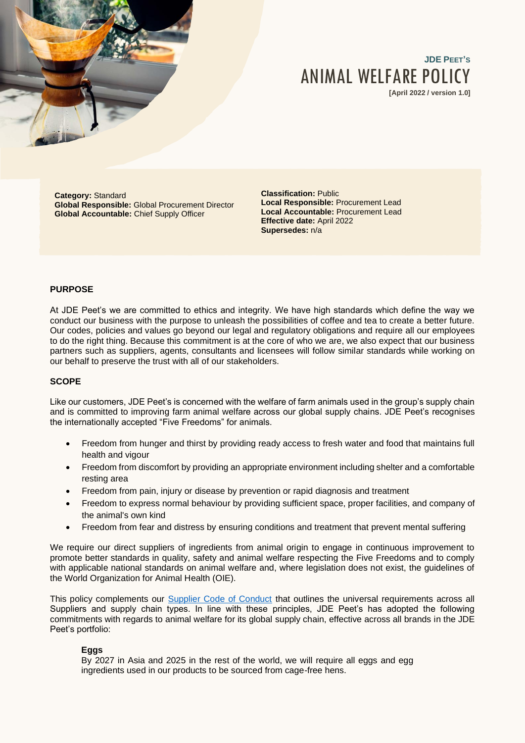**JDE PEET'S**

# ANIMAL WELFARE POLICY

**[April 2022 / version 1.0]**

**Category:** Standard
**Global Responsible:** Global Procurement Director
**Global Accountable:** Chief Supply Officer

**Classification:** Public
**Local Responsible:** Procurement Lead
**Local Accountable:** Procurement Lead
**Effective date:** April 2022
**Supersedes:** n/a

## PURPOSE

At JDE Peet's we are committed to ethics and integrity. We have high standards which define the way we conduct our business with the purpose to unleash the possibilities of coffee and tea to create a better future. Our codes, policies and values go beyond our legal and regulatory obligations and require all our employees to do the right thing. Because this commitment is at the core of who we are, we also expect that our business partners such as suppliers, agents, consultants and licensees will follow similar standards while working on our behalf to preserve the trust with all of our stakeholders.

## SCOPE

Like our customers, JDE Peet's is concerned with the welfare of farm animals used in the group's supply chain and is committed to improving farm animal welfare across our global supply chains. JDE Peet's recognises the internationally accepted "Five Freedoms" for animals.

- Freedom from hunger and thirst by providing ready access to fresh water and food that maintains full health and vigour
- Freedom from discomfort by providing an appropriate environment including shelter and a comfortable resting area
- Freedom from pain, injury or disease by prevention or rapid diagnosis and treatment
- Freedom to express normal behaviour by providing sufficient space, proper facilities, and company of the animal's own kind
- Freedom from fear and distress by ensuring conditions and treatment that prevent mental suffering

We require our direct suppliers of ingredients from animal origin to engage in continuous improvement to promote better standards in quality, safety and animal welfare respecting the Five Freedoms and to comply with applicable national standards on animal welfare and, where legislation does not exist, the guidelines of the World Organization for Animal Health (OIE).

This policy complements our Supplier Code of Conduct that outlines the universal requirements across all Suppliers and supply chain types. In line with these principles, JDE Peet's has adopted the following commitments with regards to animal welfare for its global supply chain, effective across all brands in the JDE Peet's portfolio:

**Eggs**
By 2027 in Asia and 2025 in the rest of the world, we will require all eggs and egg ingredients used in our products to be sourced from cage-free hens.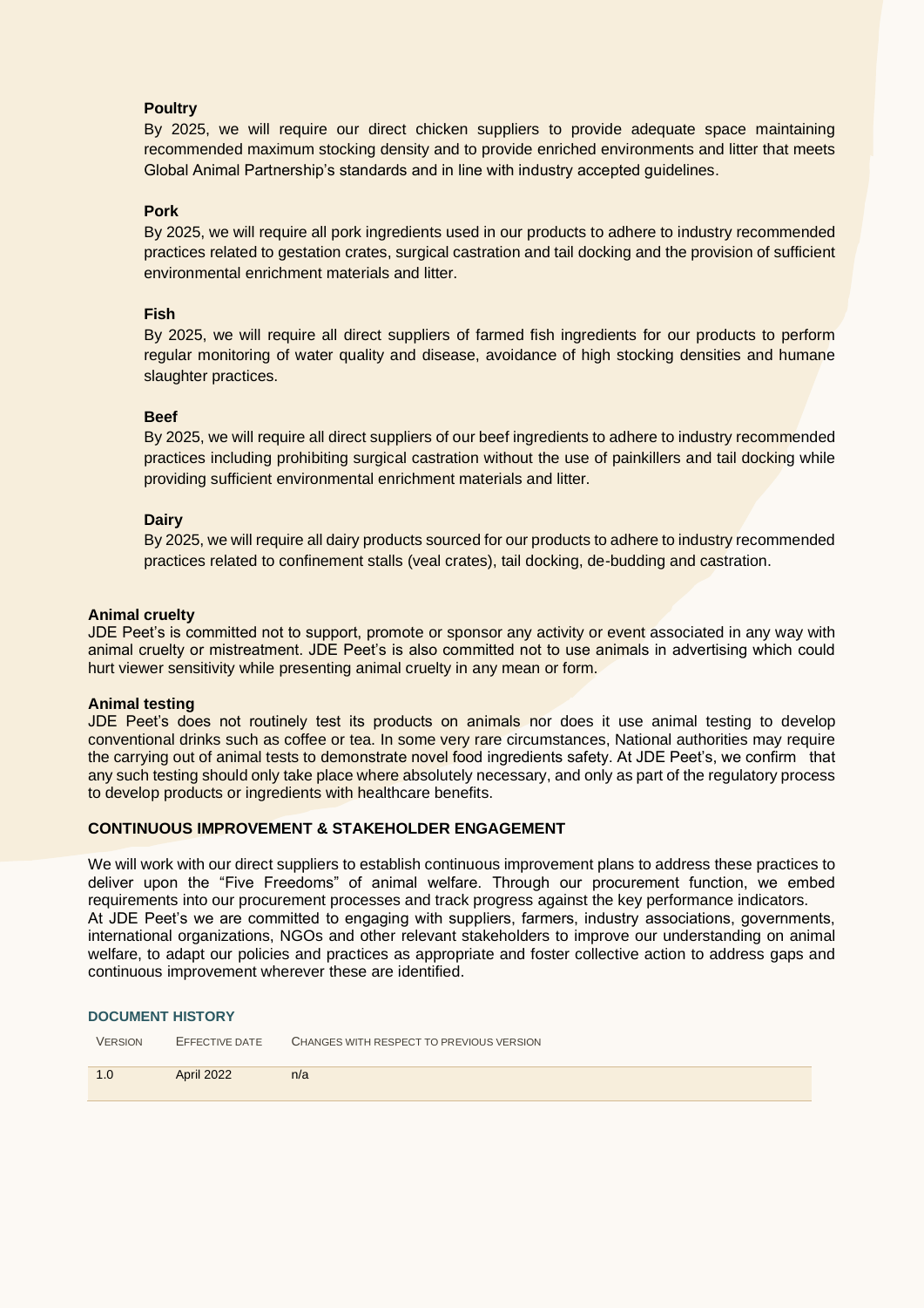**Poultry**

By 2025, we will require our direct chicken suppliers to provide adequate space maintaining recommended maximum stocking density and to provide enriched environments and litter that meets Global Animal Partnership's standards and in line with industry accepted guidelines.

**Pork**

By 2025, we will require all pork ingredients used in our products to adhere to industry recommended practices related to gestation crates, surgical castration and tail docking and the provision of sufficient environmental enrichment materials and litter.

**Fish**

By 2025, we will require all direct suppliers of farmed fish ingredients for our products to perform regular monitoring of water quality and disease, avoidance of high stocking densities and humane slaughter practices.

**Beef**

By 2025, we will require all direct suppliers of our beef ingredients to adhere to industry recommended practices including prohibiting surgical castration without the use of painkillers and tail docking while providing sufficient environmental enrichment materials and litter.

**Dairy**

By 2025, we will require all dairy products sourced for our products to adhere to industry recommended practices related to confinement stalls (veal crates), tail docking, de-budding and castration.

**Animal cruelty**

JDE Peet's is committed not to support, promote or sponsor any activity or event associated in any way with animal cruelty or mistreatment. JDE Peet's is also committed not to use animals in advertising which could hurt viewer sensitivity while presenting animal cruelty in any mean or form.

**Animal testing**

JDE Peet's does not routinely test its products on animals nor does it use animal testing to develop conventional drinks such as coffee or tea. In some very rare circumstances, National authorities may require the carrying out of animal tests to demonstrate novel food ingredients safety. At JDE Peet's, we confirm that any such testing should only take place where absolutely necessary, and only as part of the regulatory process to develop products or ingredients with healthcare benefits.

## CONTINUOUS IMPROVEMENT & STAKEHOLDER ENGAGEMENT

We will work with our direct suppliers to establish continuous improvement plans to address these practices to deliver upon the "Five Freedoms" of animal welfare. Through our procurement function, we embed requirements into our procurement processes and track progress against the key performance indicators.
At JDE Peet's we are committed to engaging with suppliers, farmers, industry associations, governments, international organizations, NGOs and other relevant stakeholders to improve our understanding on animal welfare, to adapt our policies and practices as appropriate and foster collective action to address gaps and continuous improvement wherever these are identified.

### DOCUMENT HISTORY

| VERSION | EFFECTIVE DATE | CHANGES WITH RESPECT TO PREVIOUS VERSION |
|---|---|---|
| 1.0 | April 2022 | n/a |